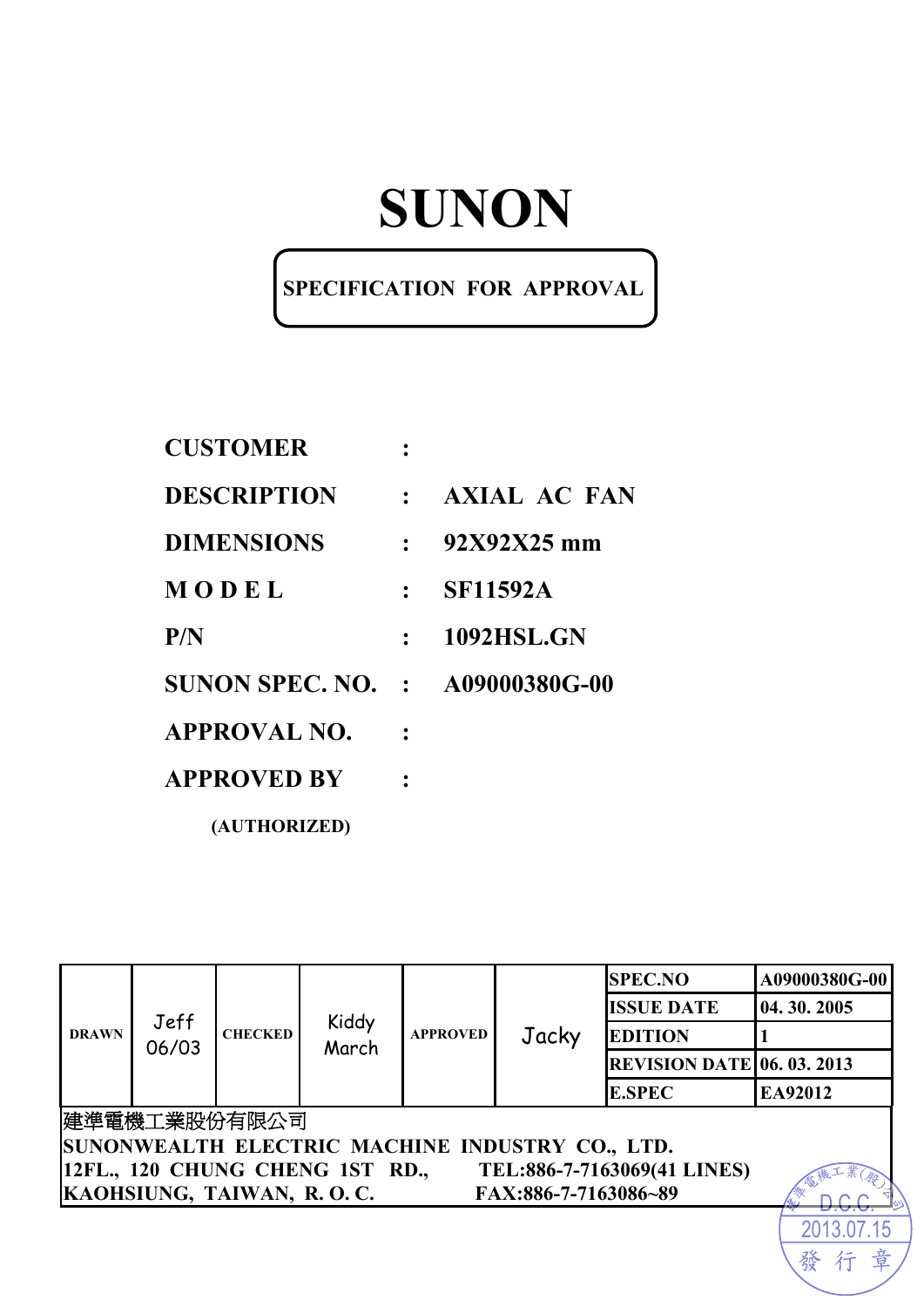# SUNON

## SPECIFICATION FOR APPROVAL

**CUSTOMER** :

**DESCRIPTION** : **AXIAL AC FAN**

**DIMENSIONS** : **92X92X25 mm**

**M O D E L** : **SF11592A**

**P/N** : **1092HSL.GN**

**SUNON SPEC. NO.** : **A09000380G-00**

**APPROVAL NO.** :

**APPROVED BY** :

**(AUTHORIZED)**

| DRAWN | Jeff 06/03 | CHECKED | Kiddy March | APPROVED | Jacky | SPEC.NO | A09000380G-00 |
|---|---|---|---|---|---|---|---|
| | | | | | | ISSUE DATE | 04. 30. 2005 |
| | | | | | | EDITION | 1 |
| | | | | | | REVISION DATE | 06. 03. 2013 |
| | | | | | | E.SPEC | EA92012 |

建準電機工業股份有限公司
SUNONWEALTH ELECTRIC MACHINE INDUSTRY CO., LTD.
12FL., 120 CHUNG CHENG 1ST RD., TEL:886-7-7163069(41 LINES)
KAOHSIUNG, TAIWAN, R. O. C. FAX:886-7-7163086~89

建準電機工業(股)公司 D.C.C. 2013.07.15 發行章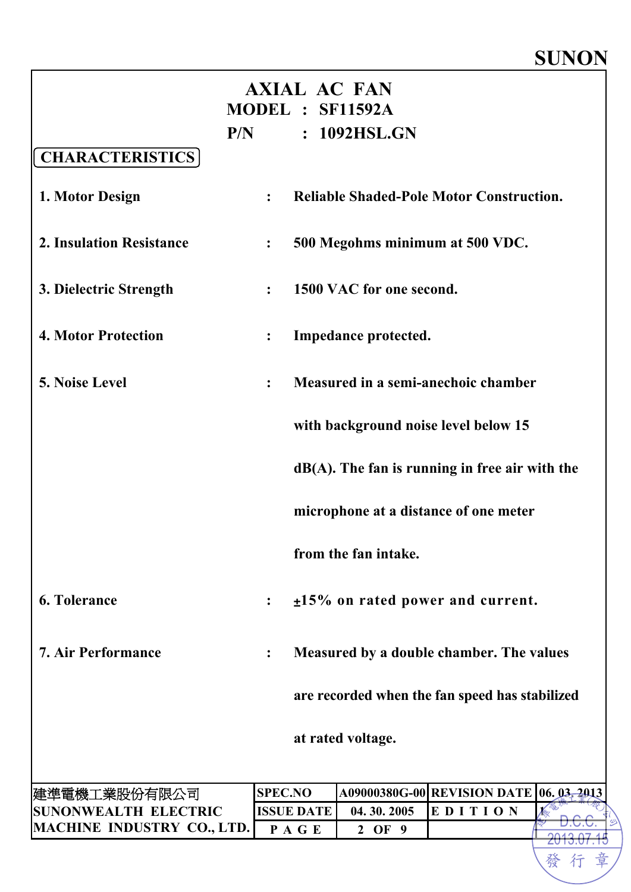**SUNON**

# AXIAL AC FAN

**MODEL : SF11592A**

**P/N : 1092HSL.GN**

## CHARACTERISTICS

| | | |
|---|---|---|
| **1. Motor Design** | : | **Reliable Shaded-Pole Motor Construction.** |
| **2. Insulation Resistance** | : | **500 Megohms minimum at 500 VDC.** |
| **3. Dielectric Strength** | : | **1500 VAC for one second.** |
| **4. Motor Protection** | : | **Impedance protected.** |
| **5. Noise Level** | : | **Measured in a semi-anechoic chamber with background noise level below 15 dB(A). The fan is running in free air with the microphone at a distance of one meter from the fan intake.** |
| **6. Tolerance** | : | **±15% on rated power and current.** |
| **7. Air Performance** | : | **Measured by a double chamber. The values are recorded when the fan speed has stabilized at rated voltage.** |

| 建準電機工業股份有限公司 SUNONWEALTH ELECTRIC MACHINE INDUSTRY CO., LTD. | SPEC.NO | A09000380G-00 | REVISION DATE | 06. 03. 2013 |
|---|---|---|---|---|
| | ISSUE DATE | 04. 30. 2005 | EDITION | 1 |
| | PAGE | 2 OF 9 | | |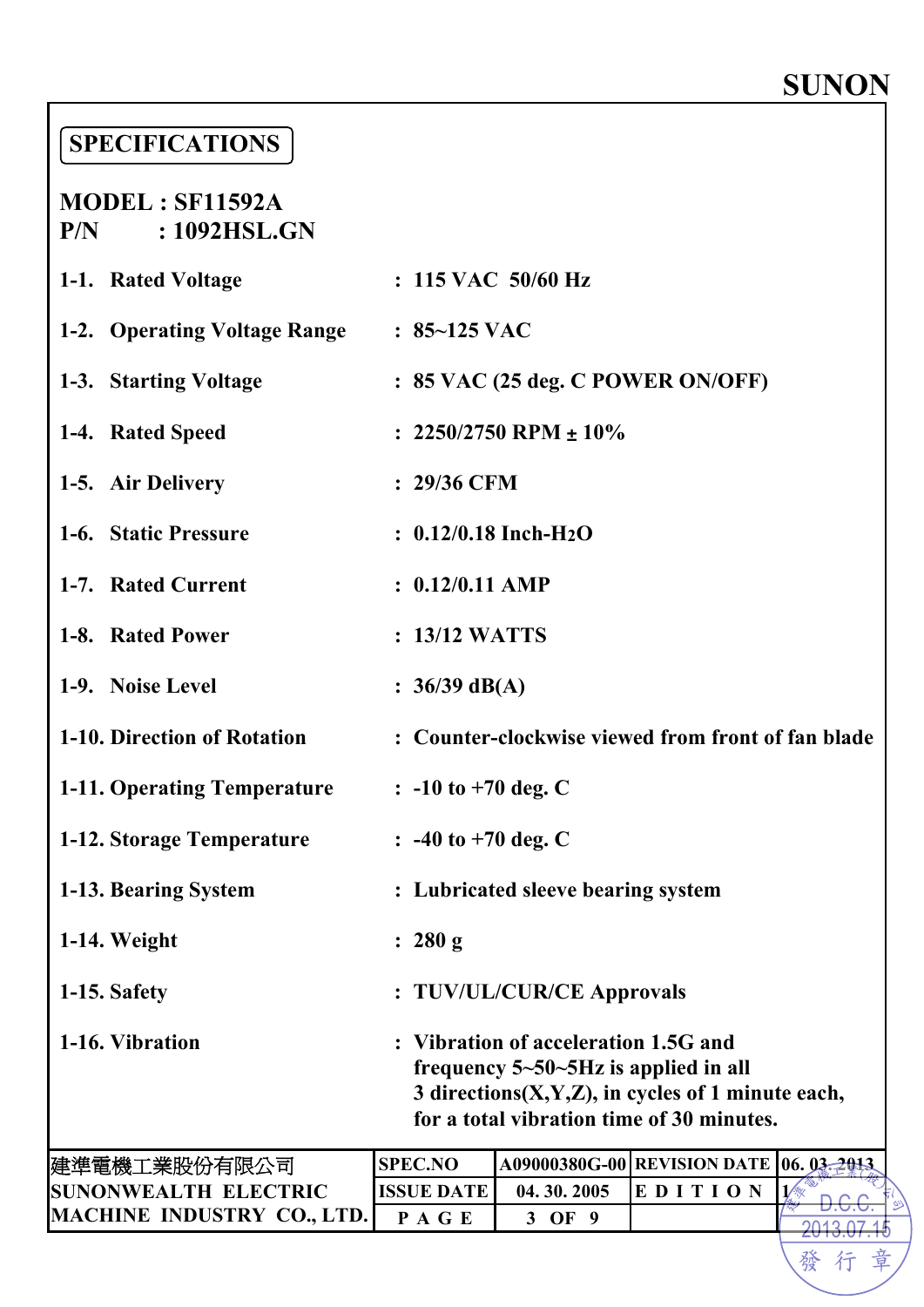# SPECIFICATIONS

**MODEL : SF11592A**
**P/N : 1092HSL.GN**

| Item | | Value |
|---|---|---|
| 1-1. | Rated Voltage | : 115 VAC 50/60 Hz |
| 1-2. | Operating Voltage Range | : 85~125 VAC |
| 1-3. | Starting Voltage | : 85 VAC (25 deg. C POWER ON/OFF) |
| 1-4. | Rated Speed | : 2250/2750 RPM ± 10% |
| 1-5. | Air Delivery | : 29/36 CFM |
| 1-6. | Static Pressure | : 0.12/0.18 Inch-$H_2O$ |
| 1-7. | Rated Current | : 0.12/0.11 AMP |
| 1-8. | Rated Power | : 13/12 WATTS |
| 1-9. | Noise Level | : 36/39 dB(A) |
| 1-10. | Direction of Rotation | : Counter-clockwise viewed from front of fan blade |
| 1-11. | Operating Temperature | : -10 to +70 deg. C |
| 1-12. | Storage Temperature | : -40 to +70 deg. C |
| 1-13. | Bearing System | : Lubricated sleeve bearing system |
| 1-14. | Weight | : 280 g |
| 1-15. | Safety | : TUV/UL/CUR/CE Approvals |
| 1-16. | Vibration | : Vibration of acceleration 1.5G and frequency 5~50~5Hz is applied in all 3 directions(X,Y,Z), in cycles of 1 minute each, for a total vibration time of 30 minutes. |

| 建準電機工業股份有限公司 SUNONWEALTH ELECTRIC MACHINE INDUSTRY CO., LTD. | SPEC.NO | A09000380G-00 | REVISION DATE | 06. 03. 2013 |
|---|---|---|---|---|
| | ISSUE DATE | 04. 30. 2005 | EDITION | 1 |
| | PAGE | 3 OF 9 | | |

建準電機工業(股)公司 D.C.C. 2013.07.15 發行章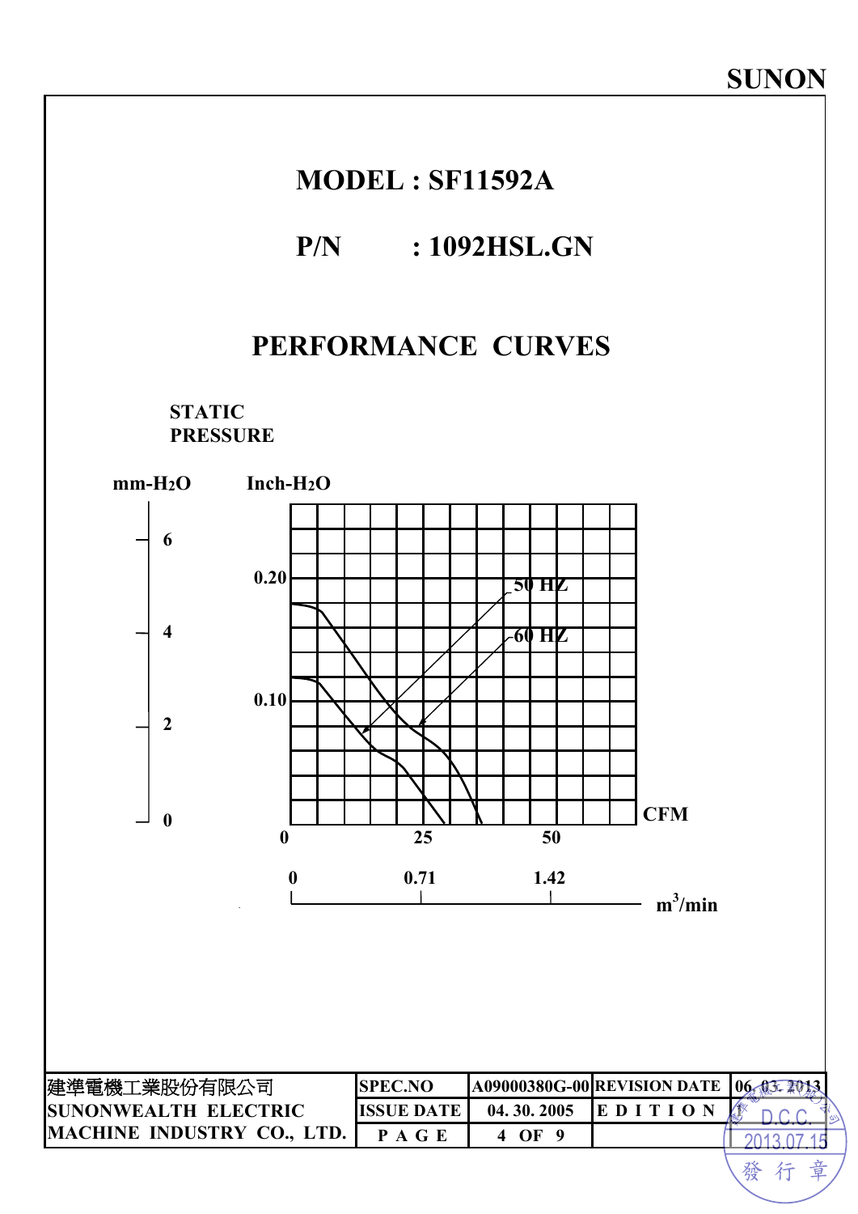SUNON

# MODEL : SF11592A

## P/N : 1092HSL.GN

## PERFORMANCE CURVES

STATIC PRESSURE

mm-$H_2O$ | Inch-$H_2O$

6, 4, 2, 0 | 0.20, 0.10

50 HZ

60 HZ

CFM: 0, 25, 50

$m^3$/min: 0, 0.71, 1.42

| 建準電機工業股份有限公司 SUNONWEALTH ELECTRIC MACHINE INDUSTRY CO., LTD. | SPEC.NO | A09000380G-00 | REVISION DATE | 06. 03. 2013 |
|---|---|---|---|---|
| | ISSUE DATE | 04. 30. 2005 | EDITION | |
| | PAGE | 4 OF 9 | | |

D.C.C. 2013.07.15 發行章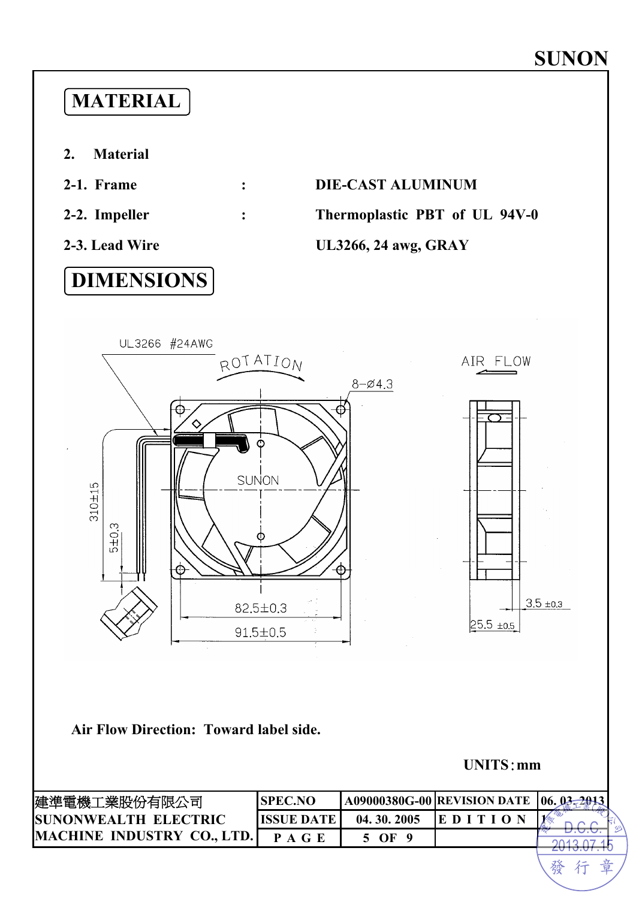# MATERIAL

**2. Material**

| | | |
|---|---|---|
| **2-1. Frame** | : | **DIE-CAST ALUMINUM** |
| **2-2. Impeller** | : | **Thermoplastic PBT of UL 94V-0** |
| **2-3. Lead Wire** | | **UL3266, 24 awg, GRAY** |

# DIMENSIONS

UL3266 #24AWG

ROTATION

AIR FLOW

8-Ø4.3

SUNON

310±15

5±0.3

82.5±0.3

91.5±0.5

3.5 ±0.3

25.5 ±0.5

**Air Flow Direction: Toward label side.**

**UNITS：mm**

| 建準電機工業股份有限公司 SUNONWEALTH ELECTRIC MACHINE INDUSTRY CO., LTD. | SPEC.NO | A09000380G-00 | REVISION DATE | 06. 03. 2013 |
|---|---|---|---|---|
| | ISSUE DATE | 04. 30. 2005 | EDITION | 1 |
| | PAGE | 5 OF 9 | | |

D.C.C. 2013.07.15 發行章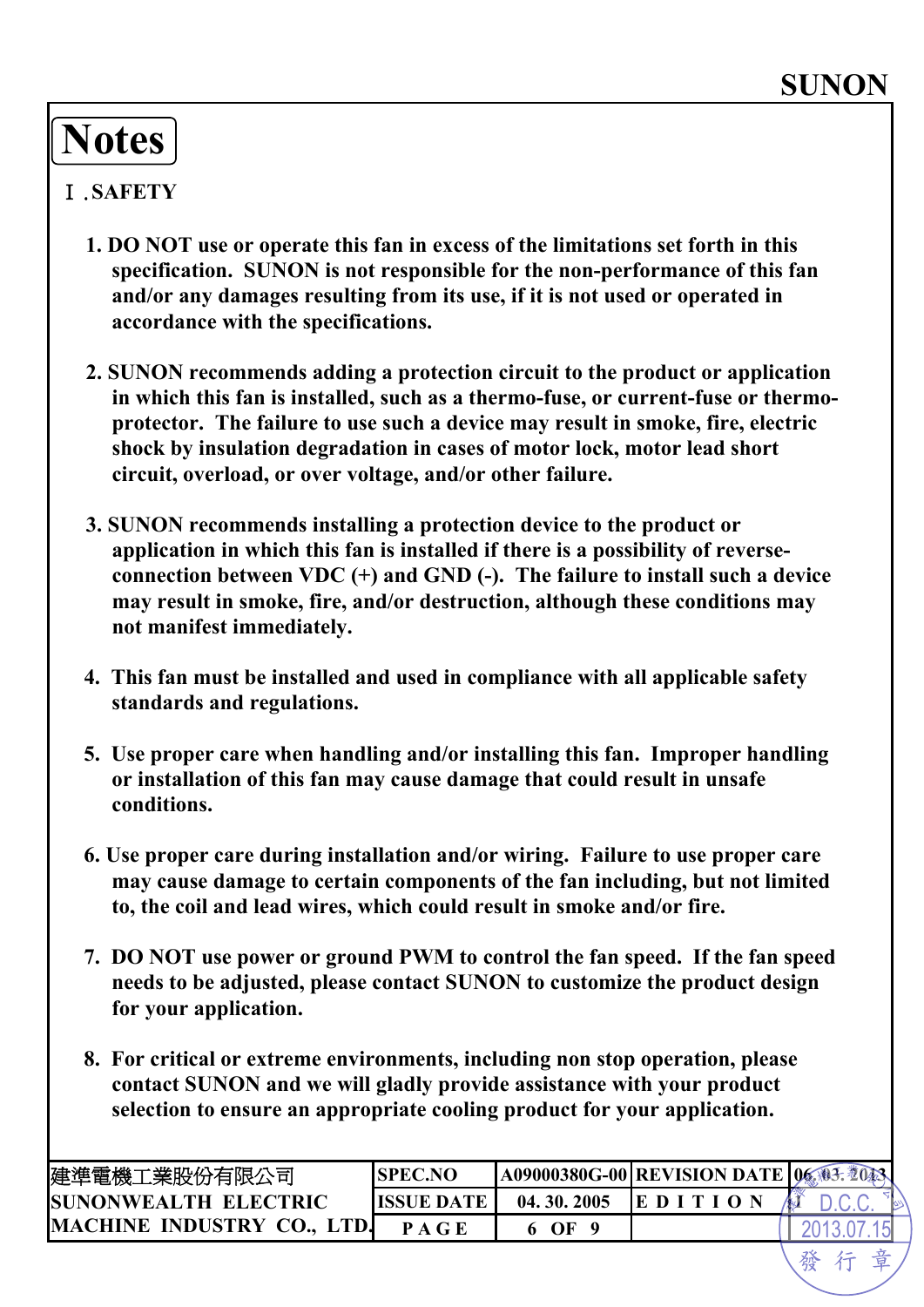# Notes

## Ⅰ.SAFETY

1. DO NOT use or operate this fan in excess of the limitations set forth in this specification. SUNON is not responsible for the non-performance of this fan and/or any damages resulting from its use, if it is not used or operated in accordance with the specifications.

2. SUNON recommends adding a protection circuit to the product or application in which this fan is installed, such as a thermo-fuse, or current-fuse or thermo-protector. The failure to use such a device may result in smoke, fire, electric shock by insulation degradation in cases of motor lock, motor lead short circuit, overload, or over voltage, and/or other failure.

3. SUNON recommends installing a protection device to the product or application in which this fan is installed if there is a possibility of reverse-connection between VDC (+) and GND (-). The failure to install such a device may result in smoke, fire, and/or destruction, although these conditions may not manifest immediately.

4. This fan must be installed and used in compliance with all applicable safety standards and regulations.

5. Use proper care when handling and/or installing this fan. Improper handling or installation of this fan may cause damage that could result in unsafe conditions.

6. Use proper care during installation and/or wiring. Failure to use proper care may cause damage to certain components of the fan including, but not limited to, the coil and lead wires, which could result in smoke and/or fire.

7. DO NOT use power or ground PWM to control the fan speed. If the fan speed needs to be adjusted, please contact SUNON to customize the product design for your application.

8. For critical or extreme environments, including non stop operation, please contact SUNON and we will gladly provide assistance with your product selection to ensure an appropriate cooling product for your application.

| 建準電機工業股份有限公司 SUNONWEALTH ELECTRIC MACHINE INDUSTRY CO., LTD. | SPEC.NO | A09000380G-00 | REVISION DATE | 06. 03. 2013 |
|---|---|---|---|---|
| | ISSUE DATE | 04. 30. 2005 | EDITION | J |
| | PAGE | 6 OF 9 | | |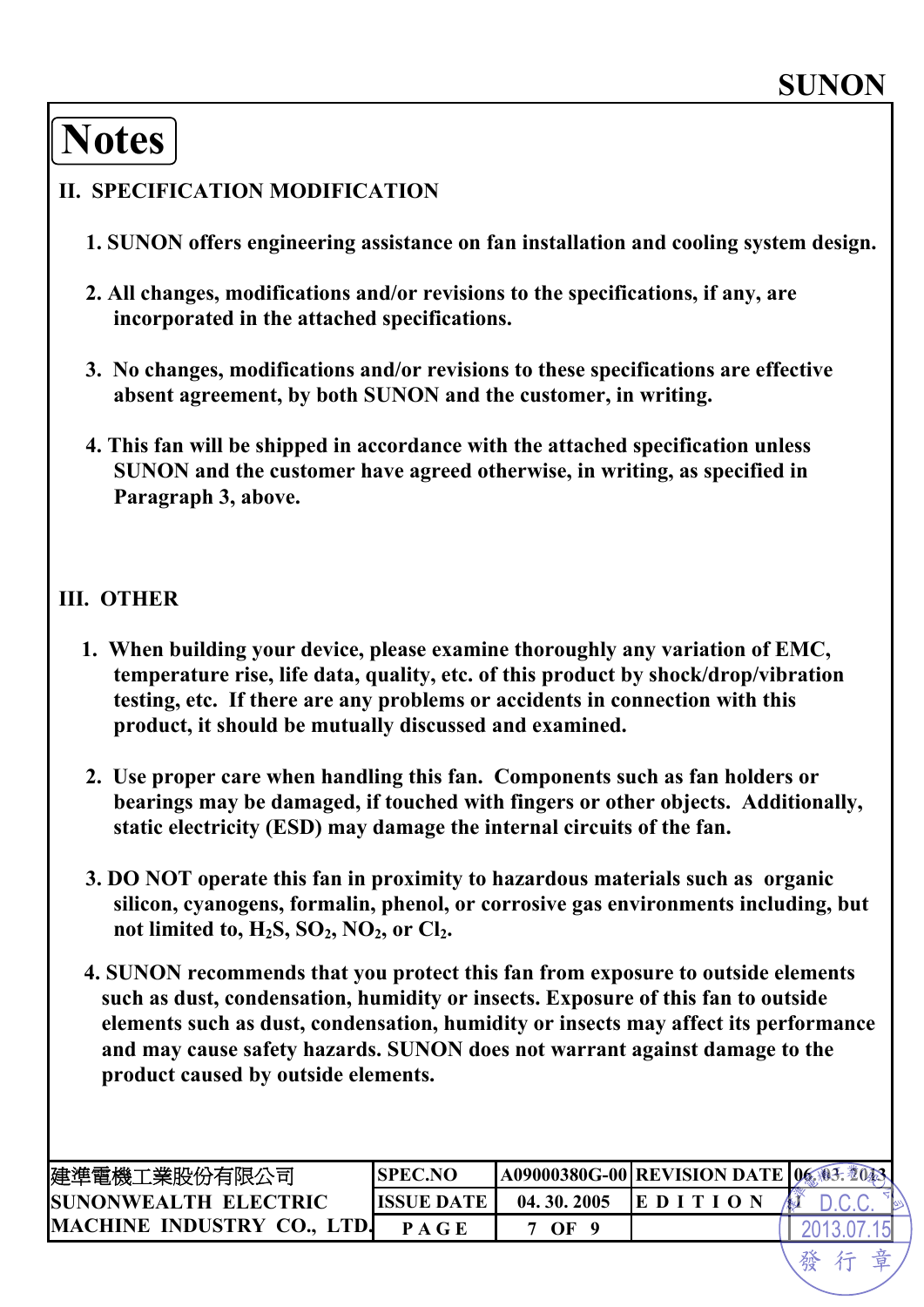# Notes

## II. SPECIFICATION MODIFICATION

1. SUNON offers engineering assistance on fan installation and cooling system design.

2. All changes, modifications and/or revisions to the specifications, if any, are incorporated in the attached specifications.

3. No changes, modifications and/or revisions to these specifications are effective absent agreement, by both SUNON and the customer, in writing.

4. This fan will be shipped in accordance with the attached specification unless SUNON and the customer have agreed otherwise, in writing, as specified in Paragraph 3, above.

## III. OTHER

1. When building your device, please examine thoroughly any variation of EMC, temperature rise, life data, quality, etc. of this product by shock/drop/vibration testing, etc. If there are any problems or accidents in connection with this product, it should be mutually discussed and examined.

2. Use proper care when handling this fan. Components such as fan holders or bearings may be damaged, if touched with fingers or other objects. Additionally, static electricity (ESD) may damage the internal circuits of the fan.

3. DO NOT operate this fan in proximity to hazardous materials such as organic silicon, cyanogens, formalin, phenol, or corrosive gas environments including, but not limited to, $H_2S$, $SO_2$, $NO_2$, or $Cl_2$.

4. SUNON recommends that you protect this fan from exposure to outside elements such as dust, condensation, humidity or insects. Exposure of this fan to outside elements such as dust, condensation, humidity or insects may affect its performance and may cause safety hazards. SUNON does not warrant against damage to the product caused by outside elements.

| 建準電機工業股份有限公司 SUNONWEALTH ELECTRIC MACHINE INDUSTRY CO., LTD. | SPEC.NO | A09000380G-00 | REVISION DATE | 06. 03. 2013 |
|---|---|---|---|---|
| | ISSUE DATE | 04. 30. 2005 | EDITION | J |
| | PAGE | 7 OF 9 | | |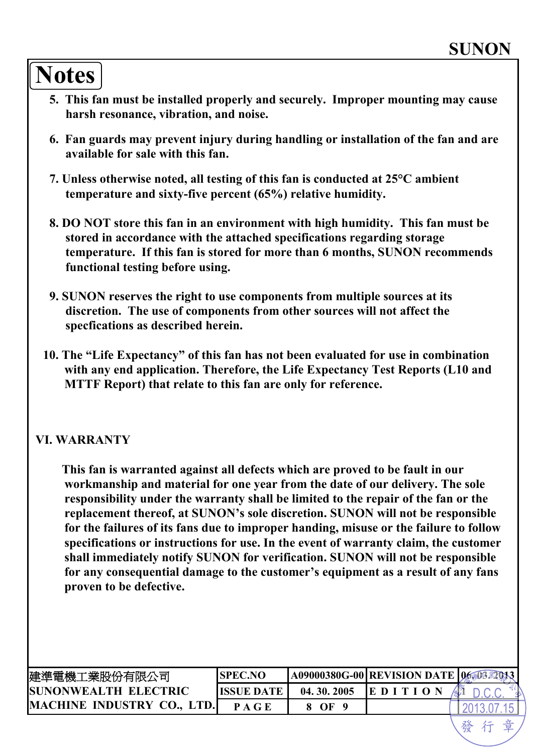# Notes

5. This fan must be installed properly and securely. Improper mounting may cause harsh resonance, vibration, and noise.

6. Fan guards may prevent injury during handling or installation of the fan and are available for sale with this fan.

7. Unless otherwise noted, all testing of this fan is conducted at 25°C ambient temperature and sixty-five percent (65%) relative humidity.

8. DO NOT store this fan in an environment with high humidity. This fan must be stored in accordance with the attached specifications regarding storage temperature. If this fan is stored for more than 6 months, SUNON recommends functional testing before using.

9. SUNON reserves the right to use components from multiple sources at its discretion. The use of components from other sources will not affect the specfications as described herein.

10. The "Life Expectancy" of this fan has not been evaluated for use in combination with any end application. Therefore, the Life Expectancy Test Reports (L10 and MTTF Report) that relate to this fan are only for reference.

## VI. WARRANTY

This fan is warranted against all defects which are proved to be fault in our workmanship and material for one year from the date of our delivery. The sole responsibility under the warranty shall be limited to the repair of the fan or the replacement thereof, at SUNON's sole discretion. SUNON will not be responsible for the failures of its fans due to improper handing, misuse or the failure to follow specifications or instructions for use. In the event of warranty claim, the customer shall immediately notify SUNON for verification. SUNON will not be responsible for any consequential damage to the customer's equipment as a result of any fans proven to be defective.

| 建準電機工業股份有限公司 SUNONWEALTH ELECTRIC MACHINE INDUSTRY CO., LTD. | SPEC.NO | A09000380G-00 | REVISION DATE | 06.03.2013 |
|---|---|---|---|---|
| | ISSUE DATE | 04. 30. 2005 | EDITION | 1 |
| | PAGE | 8 OF 9 | | |

D.C.C. 2013.07.15 發行章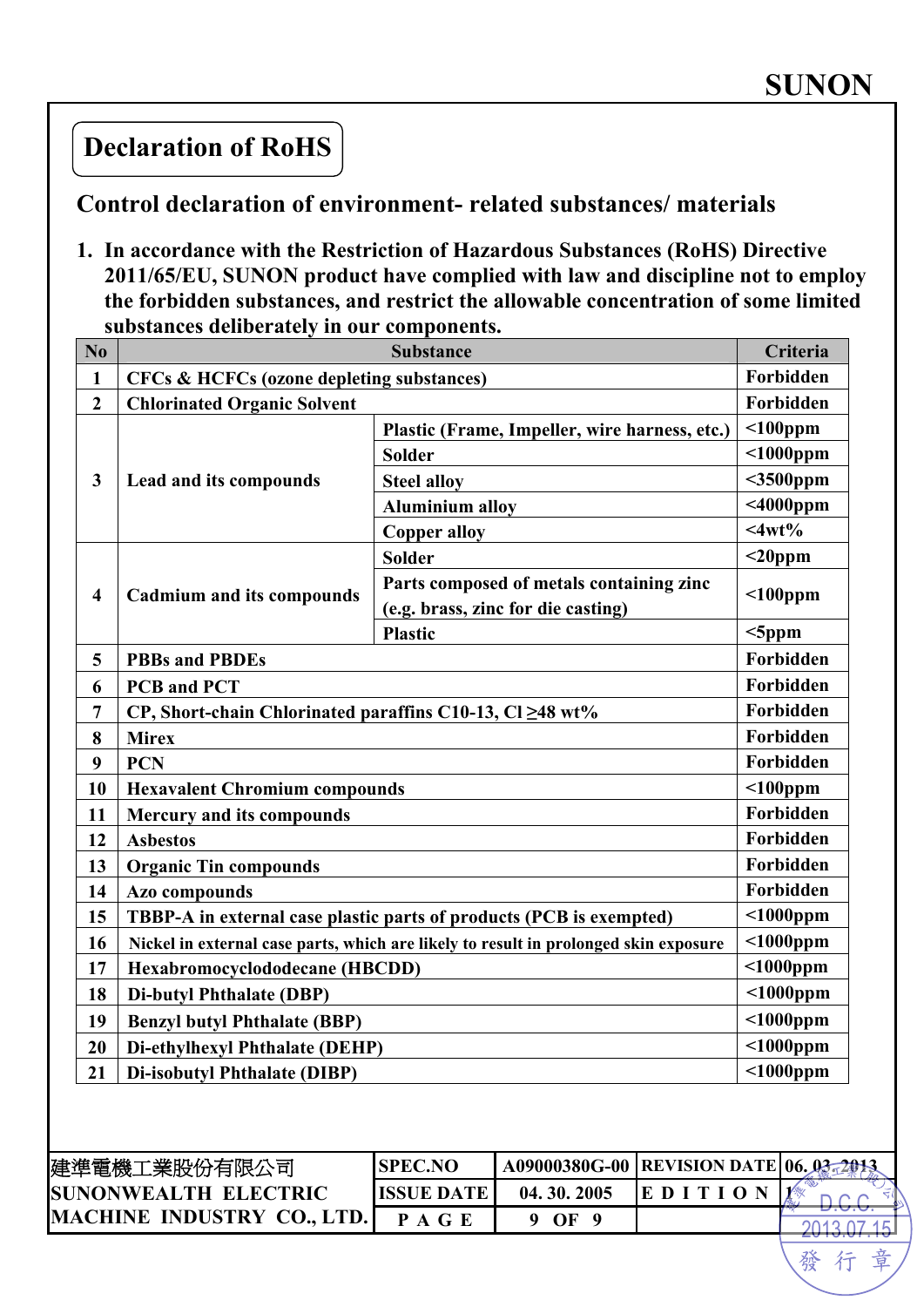# Declaration of RoHS

## Control declaration of environment- related substances/ materials

1. In accordance with the Restriction of Hazardous Substances (RoHS) Directive 2011/65/EU, SUNON product have complied with law and discipline not to employ the forbidden substances, and restrict the allowable concentration of some limited substances deliberately in our components.

| No | Substance | | Criteria |
|---|---|---|---|
| 1 | CFCs & HCFCs (ozone depleting substances) | | Forbidden |
| 2 | Chlorinated Organic Solvent | | Forbidden |
| 3 | Lead and its compounds | Plastic (Frame, Impeller, wire harness, etc.) | <100ppm |
| | | Solder | <1000ppm |
| | | Steel alloy | <3500ppm |
| | | Aluminium alloy | <4000ppm |
| | | Copper alloy | <4wt% |
| 4 | Cadmium and its compounds | Solder | <20ppm |
| | | Parts composed of metals containing zinc (e.g. brass, zinc for die casting) | <100ppm |
| | | Plastic | <5ppm |
| 5 | PBBs and PBDEs | | Forbidden |
| 6 | PCB and PCT | | Forbidden |
| 7 | CP, Short-chain Chlorinated paraffins C10-13, Cl ≥48 wt% | | Forbidden |
| 8 | Mirex | | Forbidden |
| 9 | PCN | | Forbidden |
| 10 | Hexavalent Chromium compounds | | <100ppm |
| 11 | Mercury and its compounds | | Forbidden |
| 12 | Asbestos | | Forbidden |
| 13 | Organic Tin compounds | | Forbidden |
| 14 | Azo compounds | | Forbidden |
| 15 | TBBP-A in external case plastic parts of products (PCB is exempted) | | <1000ppm |
| 16 | Nickel in external case parts, which are likely to result in prolonged skin exposure | | <1000ppm |
| 17 | Hexabromocyclododecane (HBCDD) | | <1000ppm |
| 18 | Di-butyl Phthalate (DBP) | | <1000ppm |
| 19 | Benzyl butyl Phthalate (BBP) | | <1000ppm |
| 20 | Di-ethylhexyl Phthalate (DEHP) | | <1000ppm |
| 21 | Di-isobutyl Phthalate (DIBP) | | <1000ppm |

| | | | | |
|---|---|---|---|---|
| 建準電機工業股份有限公司 SUNONWEALTH ELECTRIC MACHINE INDUSTRY CO., LTD. | SPEC.NO | A09000380G-00 | REVISION DATE | 06. 03. 2013 |
| | ISSUE DATE | 04. 30. 2005 | EDITION | 1 |
| | PAGE | 9 OF 9 | | |

建準電機工業(股)公司 D.C.C. 2013.07.15 發行章